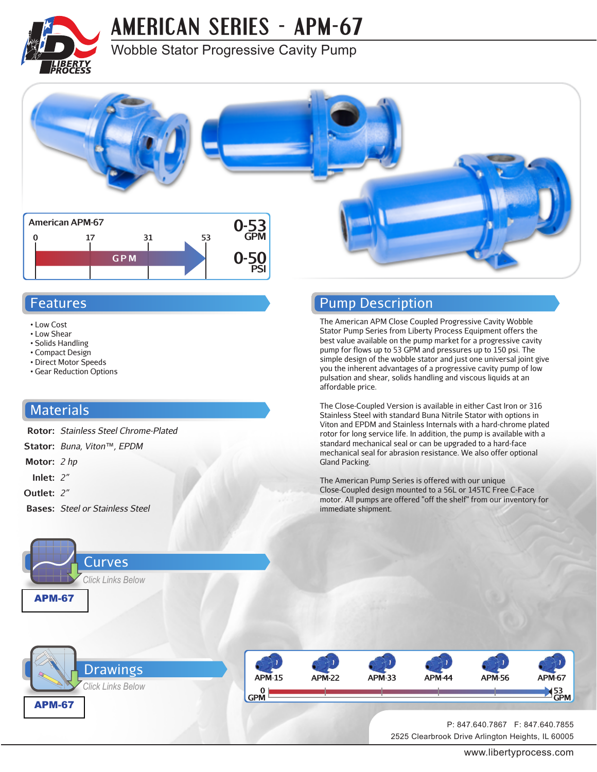# AMERICAN SERIES - APM-67

Wobble Stator Progressive Cavity Pump

**American APM-67**

0 — 17 — 31 — 53 GPM

**0-53 GPM**

**0-50 PSI**

## Features

- Low Cost
- Low Shear
- Solids Handling
- Compact Design
- Direct Motor Speeds
- Gear Reduction Options

## Materials

**Rotor:** *Stainless Steel Chrome-Plated*

**Stator:** *Buna, Viton™, EPDM*

**Motor:** *2 hp*

**Inlet:** *2"*

**Outlet:** *2"*

**Bases:** *Steel or Stainless Steel*

## Pump Description

The American APM Close Coupled Progressive Cavity Wobble Stator Pump Series from Liberty Process Equipment offers the best value available on the pump market for a progressive cavity pump for flows up to 53 GPM and pressures up to 150 psi. The simple design of the wobble stator and just one universal joint give you the inherent advantages of a progressive cavity pump of low pulsation and shear, solids handling and viscous liquids at an affordable price.

The Close-Coupled Version is available in either Cast Iron or 316 Stainless Steel with standard Buna Nitrile Stator with options in Viton and EPDM and Stainless Internals with a hard-chrome plated rotor for long service life. In addition, the pump is available with a standard mechanical seal or can be upgraded to a hard-face mechanical seal for abrasion resistance. We also offer optional Gland Packing.

The American Pump Series is offered with our unique Close-Coupled design mounted to a 56L or 145TC Free C-Face motor. All pumps are offered "off the shelf" from our inventory for immediate shipment.

## Curves

*Click Links Below*

**APM-67**

## Drawings

*Click Links Below*

**APM-67**

APM-15 | APM-22 | APM-33 | APM-44 | APM-56 | APM-67

0 GPM — 53 GPM

P: 847.640.7867 F: 847.640.7855

2525 Clearbrook Drive Arlington Heights, IL 60005

www.libertyprocess.com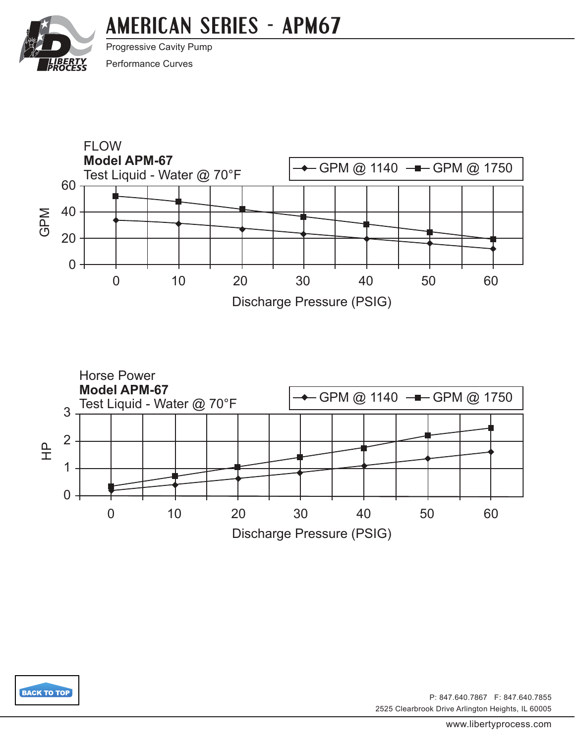# AMERICAN SERIES - APM67

Progressive Cavity Pump

Performance Curves

FLOW
**Model APM-67**
Test Liquid - Water @ 70°F

GPM @ 1140 | GPM @ 1750

GPM: 0, 20, 40, 60

Discharge Pressure (PSIG): 0, 10, 20, 30, 40, 50, 60

Horse Power
**Model APM-67**
Test Liquid - Water @ 70°F

GPM @ 1140 | GPM @ 1750

HP: 0, 1, 2, 3

Discharge Pressure (PSIG): 0, 10, 20, 30, 40, 50, 60

BACK TO TOP

P: 847.640.7867 F: 847.640.7855
2525 Clearbrook Drive Arlington Heights, IL 60005

www.libertyprocess.com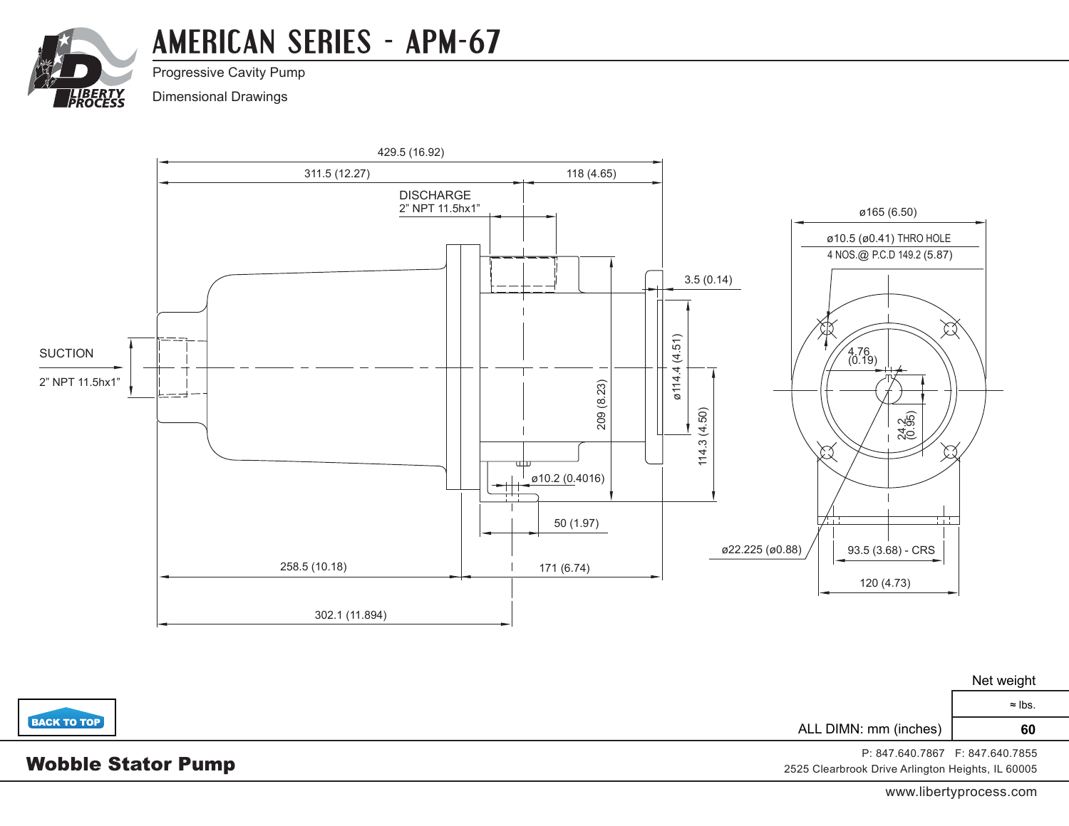# AMERICAN SERIES - APM-67

Progressive Cavity Pump

Dimensional Drawings

429.5 (16.92)

311.5 (12.27)

118 (4.65)

DISCHARGE

2" NPT 11.5hx1"

3.5 (0.14)

SUCTION

2" NPT 11.5hx1"

209 (8.23)

ø114.4 (4.51)

114.3 (4.50)

ø10.2 (0.4016)

50 (1.97)

258.5 (10.18)

171 (6.74)

302.1 (11.894)

ø165 (6.50)

ø10.5 (ø0.41) THRO HOLE

4 NOS.@ P.C.D 149.2 (5.87)

4.76 (0.19)

24.2 (0.95)

ø22.225 (ø0.88)

93.5 (3.68) - CRS

120 (4.73)

ALL DIMN: mm (inches)

| Net weight |
| --- |
| ≈ lbs. |
| **60** |

BACK TO TOP

**Wobble Stator Pump**

P: 847.640.7867 F: 847.640.7855

2525 Clearbrook Drive Arlington Heights, IL 60005

www.libertyprocess.com